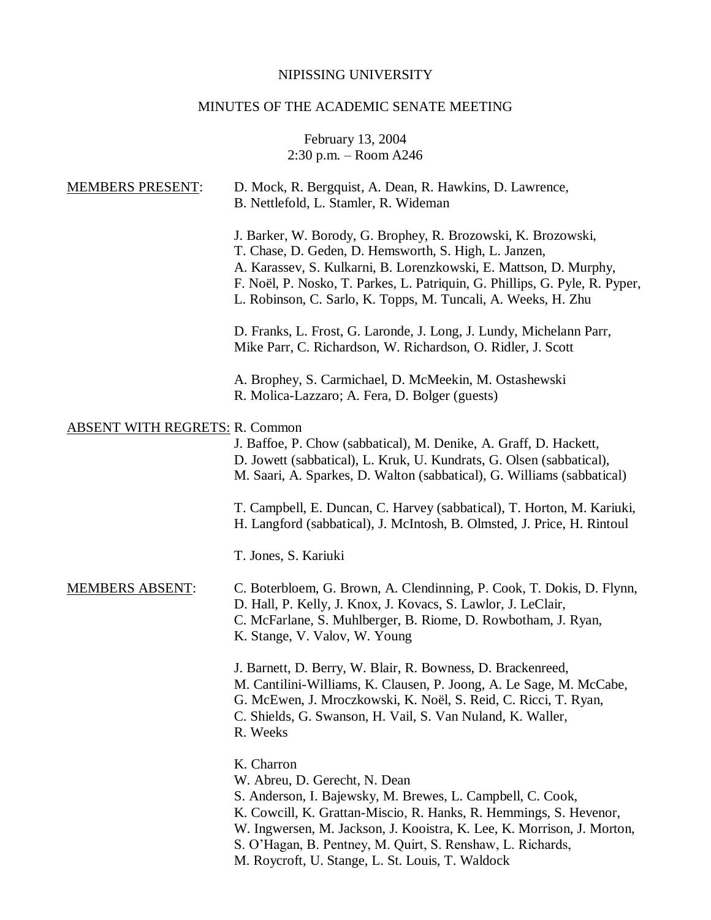NIPISSING UNIVERSITY

MINUTES OF THE ACADEMIC SENATE MEETING

February 13, 2004
2:30 p.m. – Room A246

MEMBERS PRESENT: D. Mock, R. Bergquist, A. Dean, R. Hawkins, D. Lawrence, B. Nettlefold, L. Stamler, R. Wideman

J. Barker, W. Borody, G. Brophey, R. Brozowski, K. Brozowski, T. Chase, D. Geden, D. Hemsworth, S. High, L. Janzen, A. Karassev, S. Kulkarni, B. Lorenzkowski, E. Mattson, D. Murphy, F. Noël, P. Nosko, T. Parkes, L. Patriquin, G. Phillips, G. Pyle, R. Pyper, L. Robinson, C. Sarlo, K. Topps, M. Tuncali, A. Weeks, H. Zhu

D. Franks, L. Frost, G. Laronde, J. Long, J. Lundy, Michelann Parr, Mike Parr, C. Richardson, W. Richardson, O. Ridler, J. Scott

A. Brophey, S. Carmichael, D. McMeekin, M. Ostashewski
R. Molica-Lazzaro; A. Fera, D. Bolger (guests)

ABSENT WITH REGRETS: R. Common
J. Baffoe, P. Chow (sabbatical), M. Denike, A. Graff, D. Hackett, D. Jowett (sabbatical), L. Kruk, U. Kundrats, G. Olsen (sabbatical), M. Saari, A. Sparkes, D. Walton (sabbatical), G. Williams (sabbatical)

T. Campbell, E. Duncan, C. Harvey (sabbatical), T. Horton, M. Kariuki, H. Langford (sabbatical), J. McIntosh, B. Olmsted, J. Price, H. Rintoul

T. Jones, S. Kariuki

MEMBERS ABSENT: C. Boterbloem, G. Brown, A. Clendinning, P. Cook, T. Dokis, D. Flynn, D. Hall, P. Kelly, J. Knox, J. Kovacs, S. Lawlor, J. LeClair, C. McFarlane, S. Muhlberger, B. Riome, D. Rowbotham, J. Ryan, K. Stange, V. Valov, W. Young

J. Barnett, D. Berry, W. Blair, R. Bowness, D. Brackenreed, M. Cantilini-Williams, K. Clausen, P. Joong, A. Le Sage, M. McCabe, G. McEwen, J. Mroczkowski, K. Noël, S. Reid, C. Ricci, T. Ryan, C. Shields, G. Swanson, H. Vail, S. Van Nuland, K. Waller, R. Weeks

K. Charron
W. Abreu, D. Gerecht, N. Dean
S. Anderson, I. Bajewsky, M. Brewes, L. Campbell, C. Cook, K. Cowcill, K. Grattan-Miscio, R. Hanks, R. Hemmings, S. Hevenor, W. Ingwersen, M. Jackson, J. Kooistra, K. Lee, K. Morrison, J. Morton, S. O'Hagan, B. Pentney, M. Quirt, S. Renshaw, L. Richards, M. Roycroft, U. Stange, L. St. Louis, T. Waldock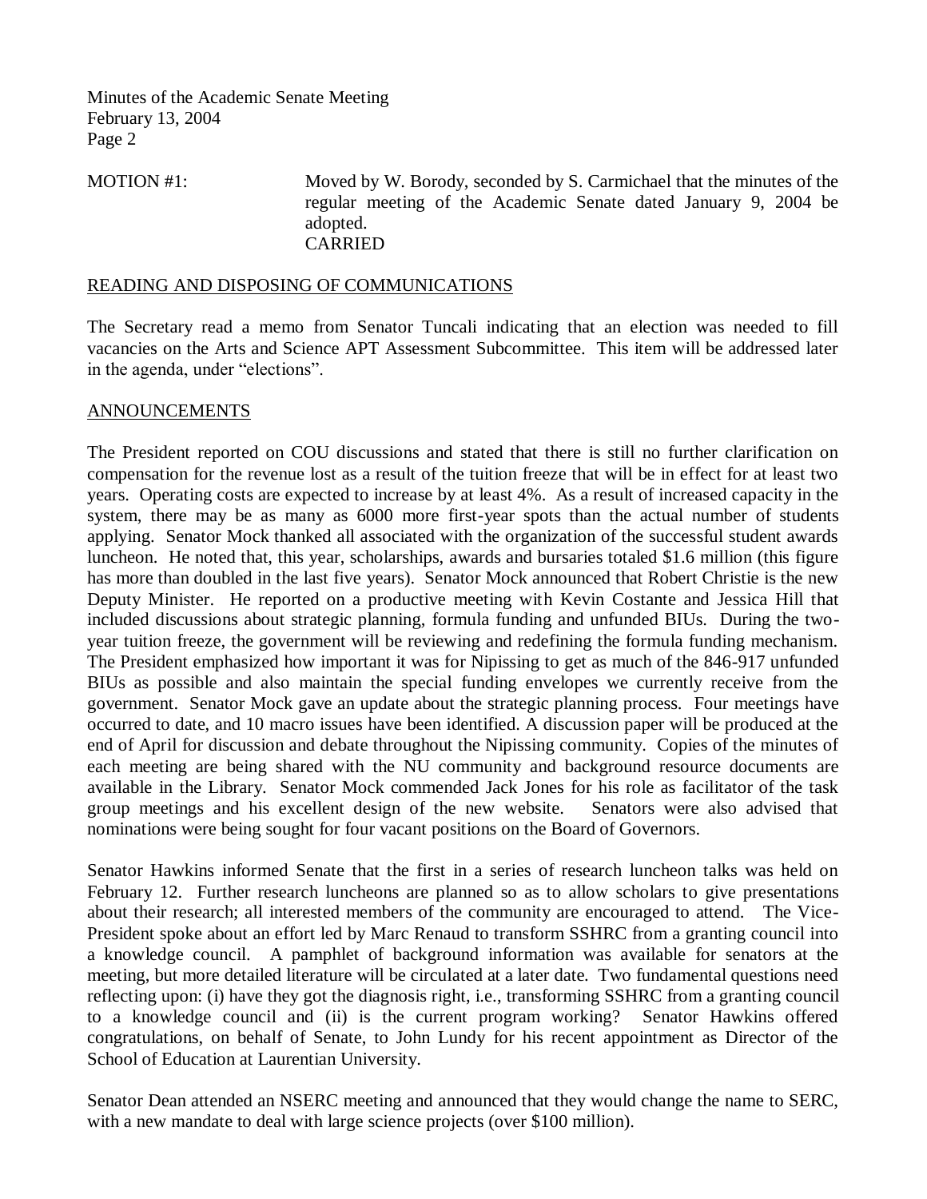MOTION #1: Moved by W. Borody, seconded by S. Carmichael that the minutes of the regular meeting of the Academic Senate dated January 9, 2004 be adopted.
CARRIED

## READING AND DISPOSING OF COMMUNICATIONS

The Secretary read a memo from Senator Tuncali indicating that an election was needed to fill vacancies on the Arts and Science APT Assessment Subcommittee. This item will be addressed later in the agenda, under "elections".

## ANNOUNCEMENTS

The President reported on COU discussions and stated that there is still no further clarification on compensation for the revenue lost as a result of the tuition freeze that will be in effect for at least two years. Operating costs are expected to increase by at least 4%. As a result of increased capacity in the system, there may be as many as 6000 more first-year spots than the actual number of students applying. Senator Mock thanked all associated with the organization of the successful student awards luncheon. He noted that, this year, scholarships, awards and bursaries totaled $1.6 million (this figure has more than doubled in the last five years). Senator Mock announced that Robert Christie is the new Deputy Minister. He reported on a productive meeting with Kevin Costante and Jessica Hill that included discussions about strategic planning, formula funding and unfunded BIUs. During the two-year tuition freeze, the government will be reviewing and redefining the formula funding mechanism. The President emphasized how important it was for Nipissing to get as much of the 846-917 unfunded BIUs as possible and also maintain the special funding envelopes we currently receive from the government. Senator Mock gave an update about the strategic planning process. Four meetings have occurred to date, and 10 macro issues have been identified. A discussion paper will be produced at the end of April for discussion and debate throughout the Nipissing community. Copies of the minutes of each meeting are being shared with the NU community and background resource documents are available in the Library. Senator Mock commended Jack Jones for his role as facilitator of the task group meetings and his excellent design of the new website. Senators were also advised that nominations were being sought for four vacant positions on the Board of Governors.

Senator Hawkins informed Senate that the first in a series of research luncheon talks was held on February 12. Further research luncheons are planned so as to allow scholars to give presentations about their research; all interested members of the community are encouraged to attend. The Vice-President spoke about an effort led by Marc Renaud to transform SSHRC from a granting council into a knowledge council. A pamphlet of background information was available for senators at the meeting, but more detailed literature will be circulated at a later date. Two fundamental questions need reflecting upon: (i) have they got the diagnosis right, i.e., transforming SSHRC from a granting council to a knowledge council and (ii) is the current program working? Senator Hawkins offered congratulations, on behalf of Senate, to John Lundy for his recent appointment as Director of the School of Education at Laurentian University.

Senator Dean attended an NSERC meeting and announced that they would change the name to SERC, with a new mandate to deal with large science projects (over $100 million).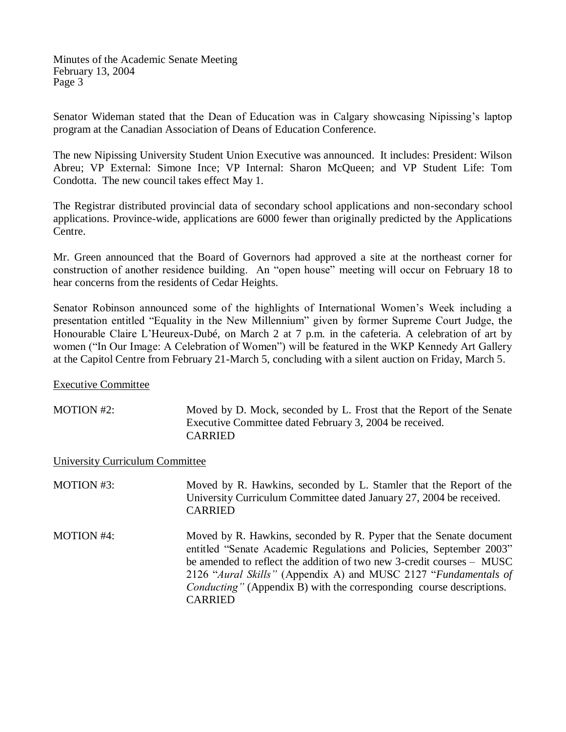Senator Wideman stated that the Dean of Education was in Calgary showcasing Nipissing's laptop program at the Canadian Association of Deans of Education Conference.

The new Nipissing University Student Union Executive was announced. It includes: President: Wilson Abreu; VP External: Simone Ince; VP Internal: Sharon McQueen; and VP Student Life: Tom Condotta. The new council takes effect May 1.

The Registrar distributed provincial data of secondary school applications and non-secondary school applications. Province-wide, applications are 6000 fewer than originally predicted by the Applications Centre.

Mr. Green announced that the Board of Governors had approved a site at the northeast corner for construction of another residence building. An "open house" meeting will occur on February 18 to hear concerns from the residents of Cedar Heights.

Senator Robinson announced some of the highlights of International Women's Week including a presentation entitled "Equality in the New Millennium" given by former Supreme Court Judge, the Honourable Claire L'Heureux-Dubé, on March 2 at 7 p.m. in the cafeteria. A celebration of art by women ("In Our Image: A Celebration of Women") will be featured in the WKP Kennedy Art Gallery at the Capitol Centre from February 21-March 5, concluding with a silent auction on Friday, March 5.

<u>Executive Committee</u>

MOTION #2: Moved by D. Mock, seconded by L. Frost that the Report of the Senate Executive Committee dated February 3, 2004 be received.
CARRIED

<u>University Curriculum Committee</u>

MOTION #3: Moved by R. Hawkins, seconded by L. Stamler that the Report of the University Curriculum Committee dated January 27, 2004 be received.
CARRIED

MOTION #4: Moved by R. Hawkins, seconded by R. Pyper that the Senate document entitled "Senate Academic Regulations and Policies, September 2003" be amended to reflect the addition of two new 3-credit courses – MUSC 2126 "*Aural Skills"* (Appendix A) and MUSC 2127 "*Fundamentals of Conducting"* (Appendix B) with the corresponding course descriptions.
CARRIED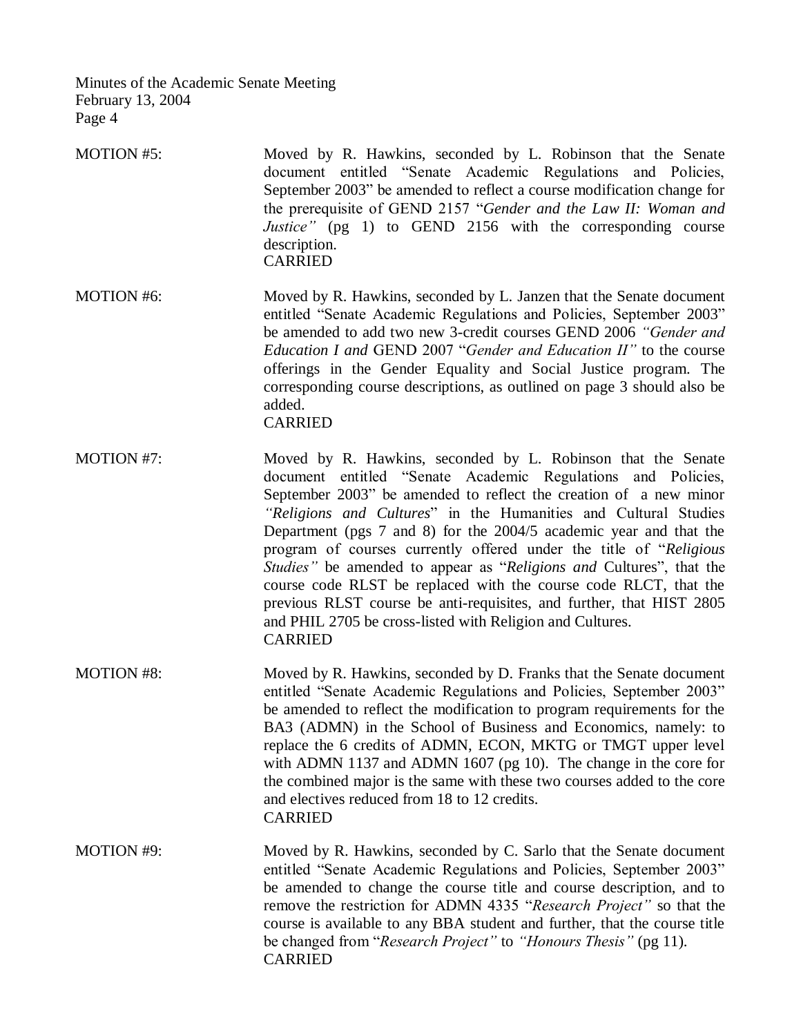MOTION #5: Moved by R. Hawkins, seconded by L. Robinson that the Senate document entitled "Senate Academic Regulations and Policies, September 2003" be amended to reflect a course modification change for the prerequisite of GEND 2157 "*Gender and the Law II: Woman and Justice"* (pg 1) to GEND 2156 with the corresponding course description.
CARRIED

MOTION #6: Moved by R. Hawkins, seconded by L. Janzen that the Senate document entitled "Senate Academic Regulations and Policies, September 2003" be amended to add two new 3-credit courses GEND 2006 *"Gender and Education I and* GEND 2007 "*Gender and Education II"* to the course offerings in the Gender Equality and Social Justice program. The corresponding course descriptions, as outlined on page 3 should also be added.
CARRIED

MOTION #7: Moved by R. Hawkins, seconded by L. Robinson that the Senate document entitled "Senate Academic Regulations and Policies, September 2003" be amended to reflect the creation of a new minor *"Religions and Cultures*" in the Humanities and Cultural Studies Department (pgs 7 and 8) for the 2004/5 academic year and that the program of courses currently offered under the title of "*Religious Studies"* be amended to appear as "*Religions and* Cultures", that the course code RLST be replaced with the course code RLCT, that the previous RLST course be anti-requisites, and further, that HIST 2805 and PHIL 2705 be cross-listed with Religion and Cultures.
CARRIED

MOTION #8: Moved by R. Hawkins, seconded by D. Franks that the Senate document entitled "Senate Academic Regulations and Policies, September 2003" be amended to reflect the modification to program requirements for the BA3 (ADMN) in the School of Business and Economics, namely: to replace the 6 credits of ADMN, ECON, MKTG or TMGT upper level with ADMN 1137 and ADMN 1607 (pg 10). The change in the core for the combined major is the same with these two courses added to the core and electives reduced from 18 to 12 credits.
CARRIED

MOTION #9: Moved by R. Hawkins, seconded by C. Sarlo that the Senate document entitled "Senate Academic Regulations and Policies, September 2003" be amended to change the course title and course description, and to remove the restriction for ADMN 4335 "*Research Project"* so that the course is available to any BBA student and further, that the course title be changed from "*Research Project"* to *"Honours Thesis"* (pg 11).
CARRIED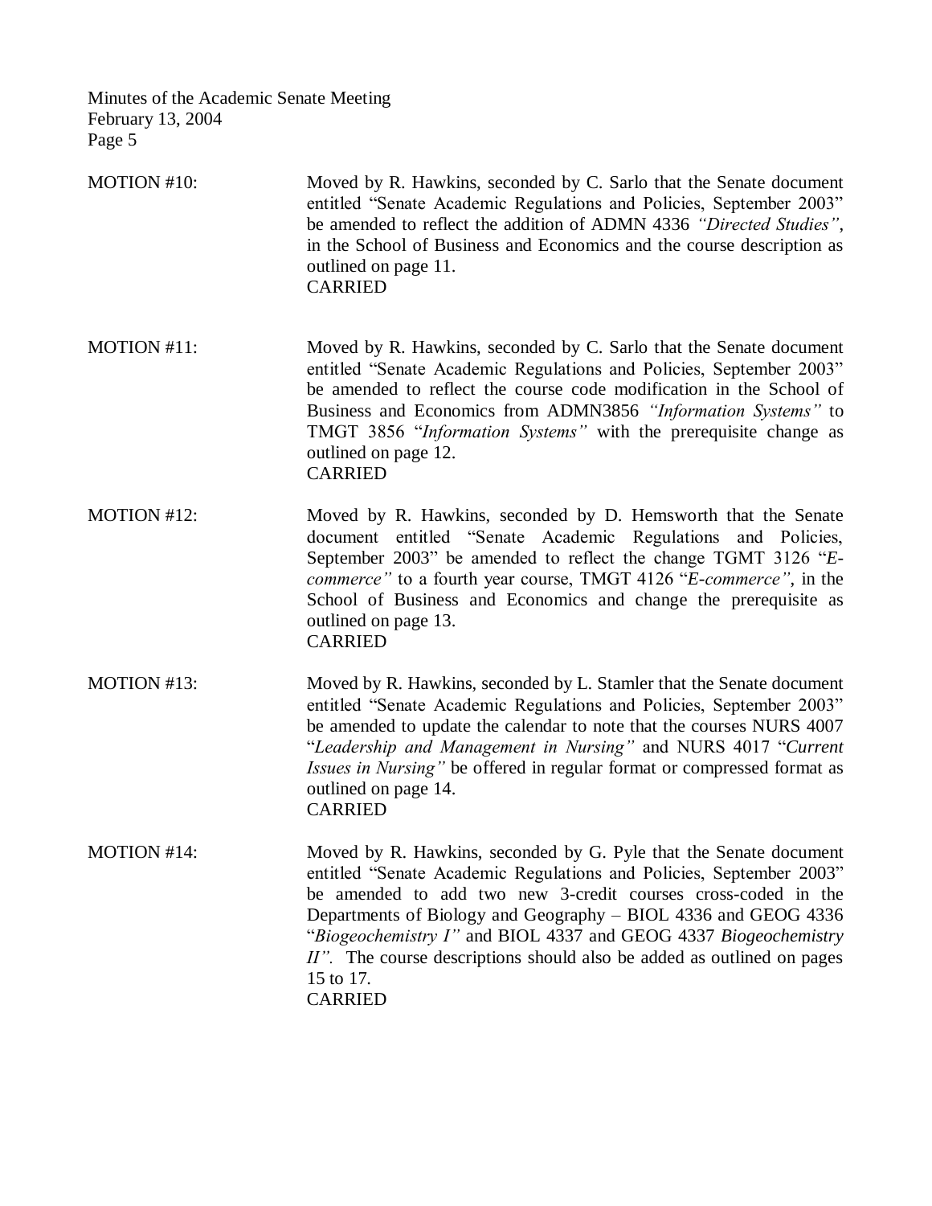MOTION #10: Moved by R. Hawkins, seconded by C. Sarlo that the Senate document entitled "Senate Academic Regulations and Policies, September 2003" be amended to reflect the addition of ADMN 4336 *"Directed Studies"*, in the School of Business and Economics and the course description as outlined on page 11.
CARRIED

MOTION #11: Moved by R. Hawkins, seconded by C. Sarlo that the Senate document entitled "Senate Academic Regulations and Policies, September 2003" be amended to reflect the course code modification in the School of Business and Economics from ADMN3856 *"Information Systems"* to TMGT 3856 "*Information Systems"* with the prerequisite change as outlined on page 12.
CARRIED

MOTION #12: Moved by R. Hawkins, seconded by D. Hemsworth that the Senate document entitled "Senate Academic Regulations and Policies, September 2003" be amended to reflect the change TGMT 3126 "*E-commerce"* to a fourth year course, TMGT 4126 "*E-commerce"*, in the School of Business and Economics and change the prerequisite as outlined on page 13.
CARRIED

MOTION #13: Moved by R. Hawkins, seconded by L. Stamler that the Senate document entitled "Senate Academic Regulations and Policies, September 2003" be amended to update the calendar to note that the courses NURS 4007 "*Leadership and Management in Nursing"* and NURS 4017 "*Current Issues in Nursing"* be offered in regular format or compressed format as outlined on page 14.
CARRIED

MOTION #14: Moved by R. Hawkins, seconded by G. Pyle that the Senate document entitled "Senate Academic Regulations and Policies, September 2003" be amended to add two new 3-credit courses cross-coded in the Departments of Biology and Geography – BIOL 4336 and GEOG 4336 "*Biogeochemistry I"* and BIOL 4337 and GEOG 4337 *Biogeochemistry II"*. The course descriptions should also be added as outlined on pages 15 to 17.
CARRIED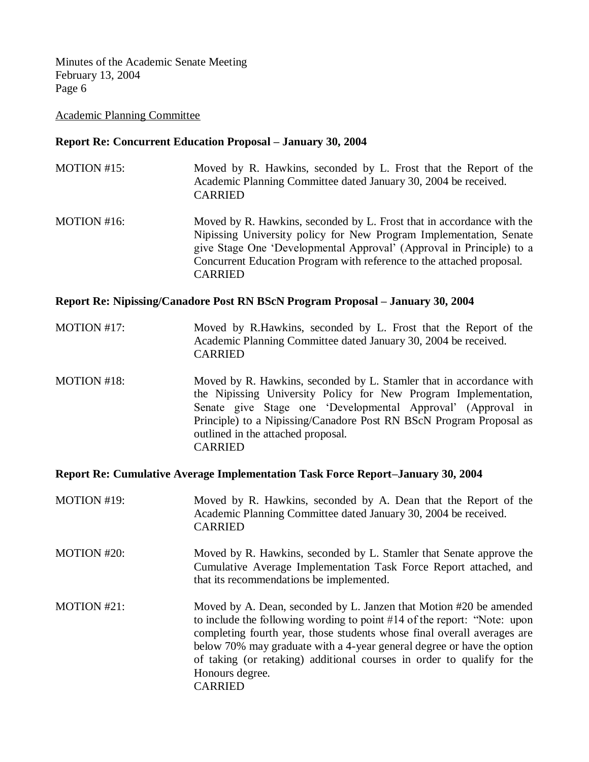Academic Planning Committee

**Report Re: Concurrent Education Proposal – January 30, 2004**

MOTION #15: Moved by R. Hawkins, seconded by L. Frost that the Report of the Academic Planning Committee dated January 30, 2004 be received.
CARRIED

MOTION #16: Moved by R. Hawkins, seconded by L. Frost that in accordance with the Nipissing University policy for New Program Implementation, Senate give Stage One 'Developmental Approval' (Approval in Principle) to a Concurrent Education Program with reference to the attached proposal.
CARRIED

**Report Re: Nipissing/Canadore Post RN BScN Program Proposal – January 30, 2004**

MOTION #17: Moved by R.Hawkins, seconded by L. Frost that the Report of the Academic Planning Committee dated January 30, 2004 be received.
CARRIED

MOTION #18: Moved by R. Hawkins, seconded by L. Stamler that in accordance with the Nipissing University Policy for New Program Implementation, Senate give Stage one 'Developmental Approval' (Approval in Principle) to a Nipissing/Canadore Post RN BScN Program Proposal as outlined in the attached proposal.
CARRIED

**Report Re: Cumulative Average Implementation Task Force Report–January 30, 2004**

MOTION #19: Moved by R. Hawkins, seconded by A. Dean that the Report of the Academic Planning Committee dated January 30, 2004 be received.
CARRIED

MOTION #20: Moved by R. Hawkins, seconded by L. Stamler that Senate approve the Cumulative Average Implementation Task Force Report attached, and that its recommendations be implemented.

MOTION #21: Moved by A. Dean, seconded by L. Janzen that Motion #20 be amended to include the following wording to point #14 of the report: "Note: upon completing fourth year, those students whose final overall averages are below 70% may graduate with a 4-year general degree or have the option of taking (or retaking) additional courses in order to qualify for the Honours degree.
CARRIED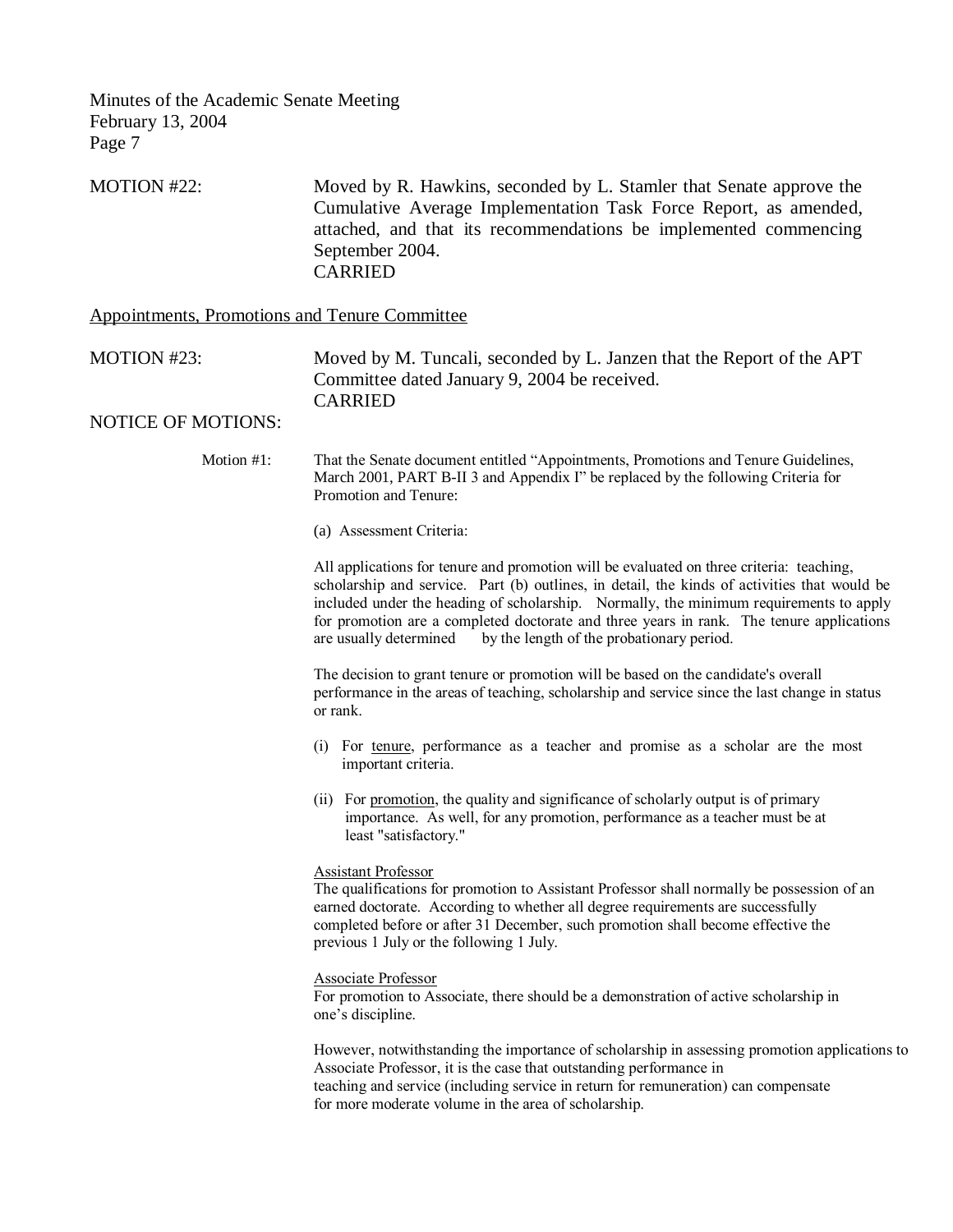MOTION #22: Moved by R. Hawkins, seconded by L. Stamler that Senate approve the Cumulative Average Implementation Task Force Report, as amended, attached, and that its recommendations be implemented commencing September 2004.
CARRIED

Appointments, Promotions and Tenure Committee

MOTION #23: Moved by M. Tuncali, seconded by L. Janzen that the Report of the APT Committee dated January 9, 2004 be received.
CARRIED

NOTICE OF MOTIONS:

Motion #1: That the Senate document entitled "Appointments, Promotions and Tenure Guidelines, March 2001, PART B-II 3 and Appendix I" be replaced by the following Criteria for Promotion and Tenure:

(a) Assessment Criteria:

All applications for tenure and promotion will be evaluated on three criteria: teaching, scholarship and service. Part (b) outlines, in detail, the kinds of activities that would be included under the heading of scholarship. Normally, the minimum requirements to apply for promotion are a completed doctorate and three years in rank. The tenure applications are usually determined by the length of the probationary period.

The decision to grant tenure or promotion will be based on the candidate's overall performance in the areas of teaching, scholarship and service since the last change in status or rank.

(i) For tenure, performance as a teacher and promise as a scholar are the most important criteria.

(ii) For promotion, the quality and significance of scholarly output is of primary importance. As well, for any promotion, performance as a teacher must be at least "satisfactory."

Assistant Professor
The qualifications for promotion to Assistant Professor shall normally be possession of an earned doctorate. According to whether all degree requirements are successfully completed before or after 31 December, such promotion shall become effective the previous 1 July or the following 1 July.

Associate Professor
For promotion to Associate, there should be a demonstration of active scholarship in one's discipline.

However, notwithstanding the importance of scholarship in assessing promotion applications to Associate Professor, it is the case that outstanding performance in teaching and service (including service in return for remuneration) can compensate for more moderate volume in the area of scholarship.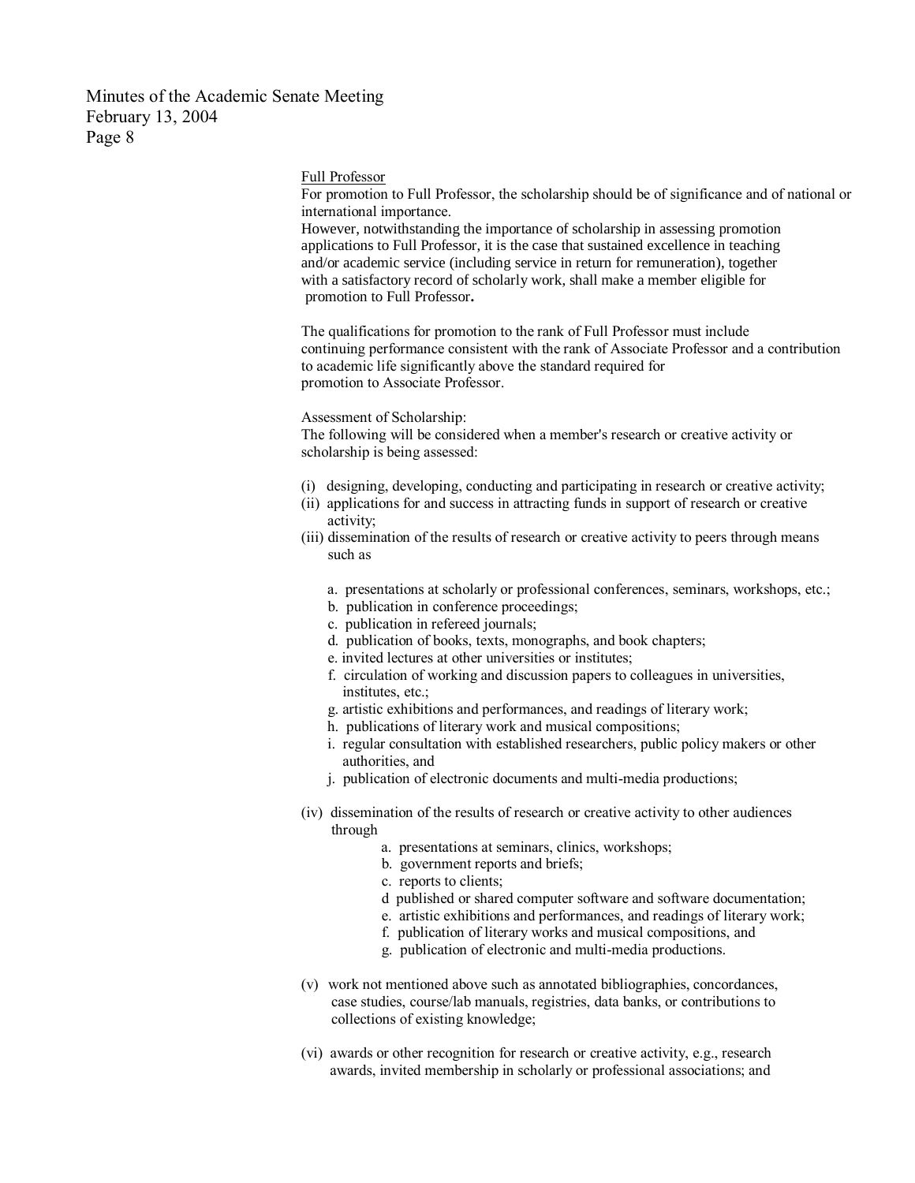Full Professor

For promotion to Full Professor, the scholarship should be of significance and of national or international importance.

However, notwithstanding the importance of scholarship in assessing promotion applications to Full Professor, it is the case that sustained excellence in teaching and/or academic service (including service in return for remuneration), together with a satisfactory record of scholarly work, shall make a member eligible for promotion to Full Professor**.**

The qualifications for promotion to the rank of Full Professor must include continuing performance consistent with the rank of Associate Professor and a contribution to academic life significantly above the standard required for promotion to Associate Professor.

Assessment of Scholarship:

The following will be considered when a member's research or creative activity or scholarship is being assessed:

(i) designing, developing, conducting and participating in research or creative activity;

(ii) applications for and success in attracting funds in support of research or creative activity;

(iii) dissemination of the results of research or creative activity to peers through means such as

- a. presentations at scholarly or professional conferences, seminars, workshops, etc.;
- b. publication in conference proceedings;
- c. publication in refereed journals;
- d. publication of books, texts, monographs, and book chapters;
- e. invited lectures at other universities or institutes;
- f. circulation of working and discussion papers to colleagues in universities, institutes, etc.;
- g. artistic exhibitions and performances, and readings of literary work;
- h. publications of literary work and musical compositions;
- i. regular consultation with established researchers, public policy makers or other authorities, and
- j. publication of electronic documents and multi-media productions;

(iv) dissemination of the results of research or creative activity to other audiences through

- a. presentations at seminars, clinics, workshops;
- b. government reports and briefs;
- c. reports to clients;
- d published or shared computer software and software documentation;
- e. artistic exhibitions and performances, and readings of literary work;
- f. publication of literary works and musical compositions, and
- g. publication of electronic and multi-media productions.

(v) work not mentioned above such as annotated bibliographies, concordances, case studies, course/lab manuals, registries, data banks, or contributions to collections of existing knowledge;

(vi) awards or other recognition for research or creative activity, e.g., research awards, invited membership in scholarly or professional associations; and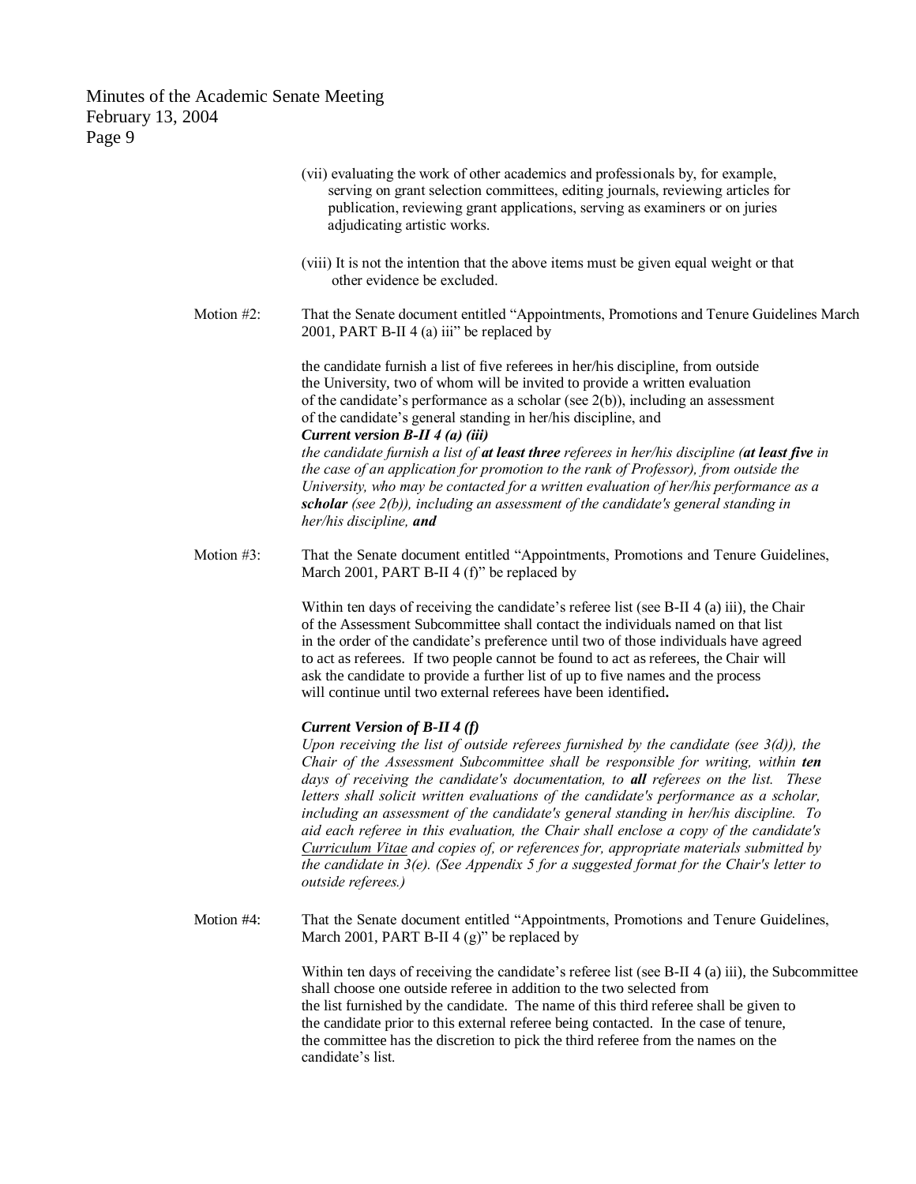(vii) evaluating the work of other academics and professionals by, for example, serving on grant selection committees, editing journals, reviewing articles for publication, reviewing grant applications, serving as examiners or on juries adjudicating artistic works.

(viii) It is not the intention that the above items must be given equal weight or that other evidence be excluded.

Motion #2: That the Senate document entitled "Appointments, Promotions and Tenure Guidelines March 2001, PART B-II 4 (a) iii" be replaced by

the candidate furnish a list of five referees in her/his discipline, from outside the University, two of whom will be invited to provide a written evaluation of the candidate's performance as a scholar (see 2(b)), including an assessment of the candidate's general standing in her/his discipline, and

***Current version B-II 4 (a) (iii)***

*the candidate furnish a list of* ***at least three*** *referees in her/his discipline (****at least five*** *in the case of an application for promotion to the rank of Professor), from outside the University, who may be contacted for a written evaluation of her/his performance as a* ***scholar*** *(see 2(b)), including an assessment of the candidate's general standing in her/his discipline,* ***and***

Motion #3: That the Senate document entitled "Appointments, Promotions and Tenure Guidelines, March 2001, PART B-II 4 (f)" be replaced by

Within ten days of receiving the candidate's referee list (see B-II 4 (a) iii), the Chair of the Assessment Subcommittee shall contact the individuals named on that list in the order of the candidate's preference until two of those individuals have agreed to act as referees. If two people cannot be found to act as referees, the Chair will ask the candidate to provide a further list of up to five names and the process will continue until two external referees have been identified**.**

***Current Version of B-II 4 (f)***

*Upon receiving the list of outside referees furnished by the candidate (see 3(d)), the Chair of the Assessment Subcommittee shall be responsible for writing, within* ***ten*** *days of receiving the candidate's documentation, to* ***all*** *referees on the list. These letters shall solicit written evaluations of the candidate's performance as a scholar, including an assessment of the candidate's general standing in her/his discipline. To aid each referee in this evaluation, the Chair shall enclose a copy of the candidate's Curriculum Vitae and copies of, or references for, appropriate materials submitted by the candidate in 3(e). (See Appendix 5 for a suggested format for the Chair's letter to outside referees.)*

Motion #4: That the Senate document entitled "Appointments, Promotions and Tenure Guidelines, March 2001, PART B-II 4 (g)" be replaced by

Within ten days of receiving the candidate's referee list (see B-II 4 (a) iii), the Subcommittee shall choose one outside referee in addition to the two selected from the list furnished by the candidate. The name of this third referee shall be given to the candidate prior to this external referee being contacted. In the case of tenure, the committee has the discretion to pick the third referee from the names on the candidate's list.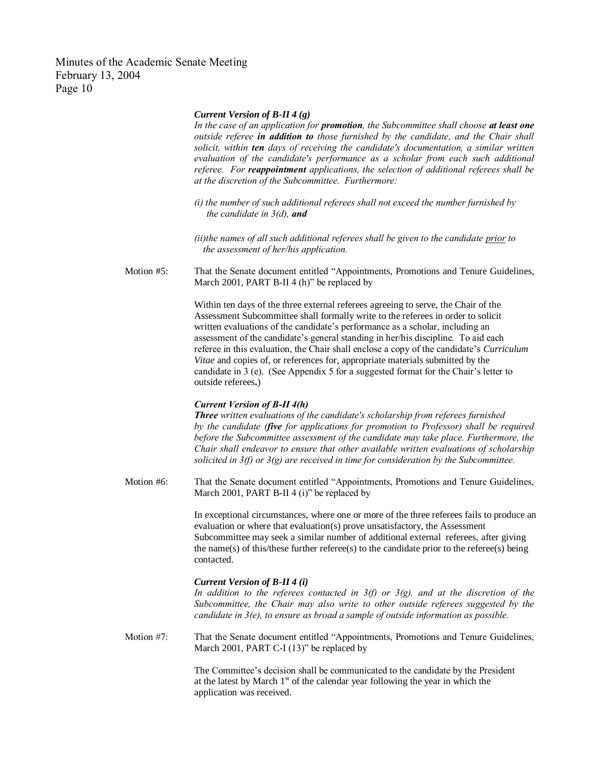***Current Version of B-II 4 (g)***
*In the case of an application for **promotion**, the Subcommittee shall choose **at least one** outside referee **in addition to** those furnished by the candidate, and the Chair shall solicit, within **ten** days of receiving the candidate's documentation, a similar written evaluation of the candidate's performance as a scholar from each such additional referee. For **reappointment** applications, the selection of additional referees shall be at the discretion of the Subcommittee. Furthermore:*

*(i) the number of such additional referees shall not exceed the number furnished by the candidate in 3(d), **and***

*(ii)the names of all such additional referees shall be given to the candidate <u>prior</u> to the assessment of her/his application.*

Motion #5: That the Senate document entitled "Appointments, Promotions and Tenure Guidelines, March 2001, PART B-II 4 (h)" be replaced by

Within ten days of the three external referees agreeing to serve, the Chair of the Assessment Subcommittee shall formally write to the referees in order to solicit written evaluations of the candidate's performance as a scholar, including an assessment of the candidate's general standing in her/his discipline. To aid each referee in this evaluation, the Chair shall enclose a copy of the candidate's *Curriculum Vitae* and copies of, or references for, appropriate materials submitted by the candidate in 3 (e). (See Appendix 5 for a suggested format for the Chair's letter to outside referees**.**)

***Current Version of B-II 4(h)***
***Three** written evaluations of the candidate's scholarship from referees furnished by the candidate (**five** for applications for promotion to Professor) shall be required before the Subcommittee assessment of the candidate may take place. Furthermore, the Chair shall endeavor to ensure that other available written evaluations of scholarship solicited in 3(f) or 3(g) are received in time for consideration by the Subcommittee.*

Motion #6: That the Senate document entitled "Appointments, Promotions and Tenure Guidelines, March 2001, PART B-II 4 (i)" be replaced by

In exceptional circumstances, where one or more of the three referees fails to produce an evaluation or where that evaluation(s) prove unsatisfactory, the Assessment Subcommittee may seek a similar number of additional external referees, after giving the name(s) of this/these further referee(s) to the candidate prior to the referee(s) being contacted.

***Current Version of B-II 4 (i)***
*In addition to the referees contacted in 3(f) or 3(g), and at the discretion of the Subcommittee, the Chair may also write to other outside referees suggested by the candidate in 3(e), to ensure as broad a sample of outside information as possible.*

Motion #7: That the Senate document entitled "Appointments, Promotions and Tenure Guidelines, March 2001, PART C-I (13)" be replaced by

The Committee's decision shall be communicated to the candidate by the President at the latest by March 1st of the calendar year following the year in which the application was received.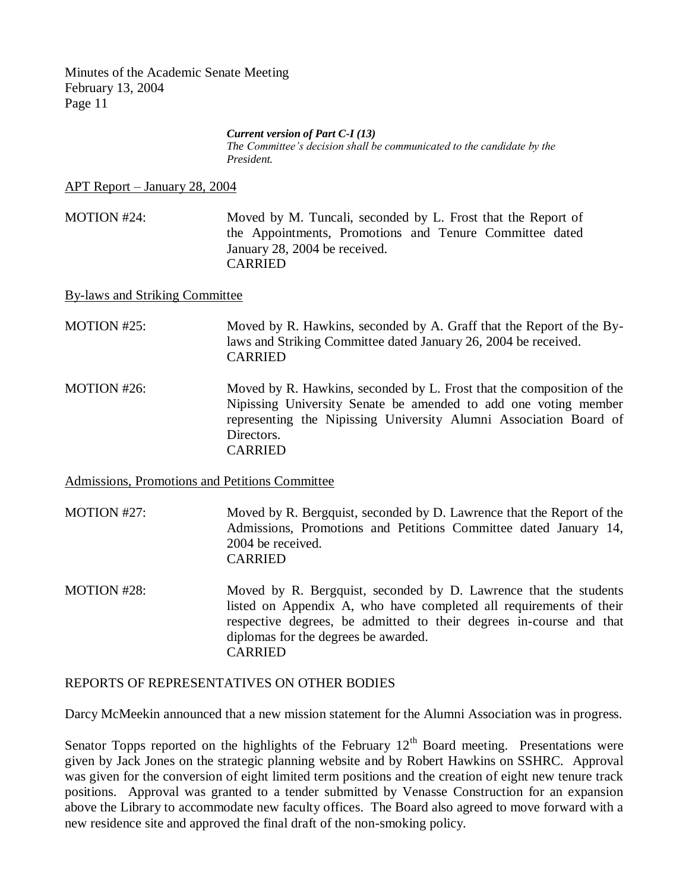***Current version of Part C-I (13)***
*The Committee's decision shall be communicated to the candidate by the President.*

<u>APT Report – January 28, 2004</u>

MOTION #24: Moved by M. Tuncali, seconded by L. Frost that the Report of the Appointments, Promotions and Tenure Committee dated January 28, 2004 be received.
CARRIED

<u>By-laws and Striking Committee</u>

MOTION #25: Moved by R. Hawkins, seconded by A. Graff that the Report of the By-laws and Striking Committee dated January 26, 2004 be received.
CARRIED

MOTION #26: Moved by R. Hawkins, seconded by L. Frost that the composition of the Nipissing University Senate be amended to add one voting member representing the Nipissing University Alumni Association Board of Directors.
CARRIED

<u>Admissions, Promotions and Petitions Committee</u>

MOTION #27: Moved by R. Bergquist, seconded by D. Lawrence that the Report of the Admissions, Promotions and Petitions Committee dated January 14, 2004 be received.
CARRIED

MOTION #28: Moved by R. Bergquist, seconded by D. Lawrence that the students listed on Appendix A, who have completed all requirements of their respective degrees, be admitted to their degrees in-course and that diplomas for the degrees be awarded.
CARRIED

REPORTS OF REPRESENTATIVES ON OTHER BODIES

Darcy McMeekin announced that a new mission statement for the Alumni Association was in progress.

Senator Topps reported on the highlights of the February 12th Board meeting. Presentations were given by Jack Jones on the strategic planning website and by Robert Hawkins on SSHRC. Approval was given for the conversion of eight limited term positions and the creation of eight new tenure track positions. Approval was granted to a tender submitted by Venasse Construction for an expansion above the Library to accommodate new faculty offices. The Board also agreed to move forward with a new residence site and approved the final draft of the non-smoking policy.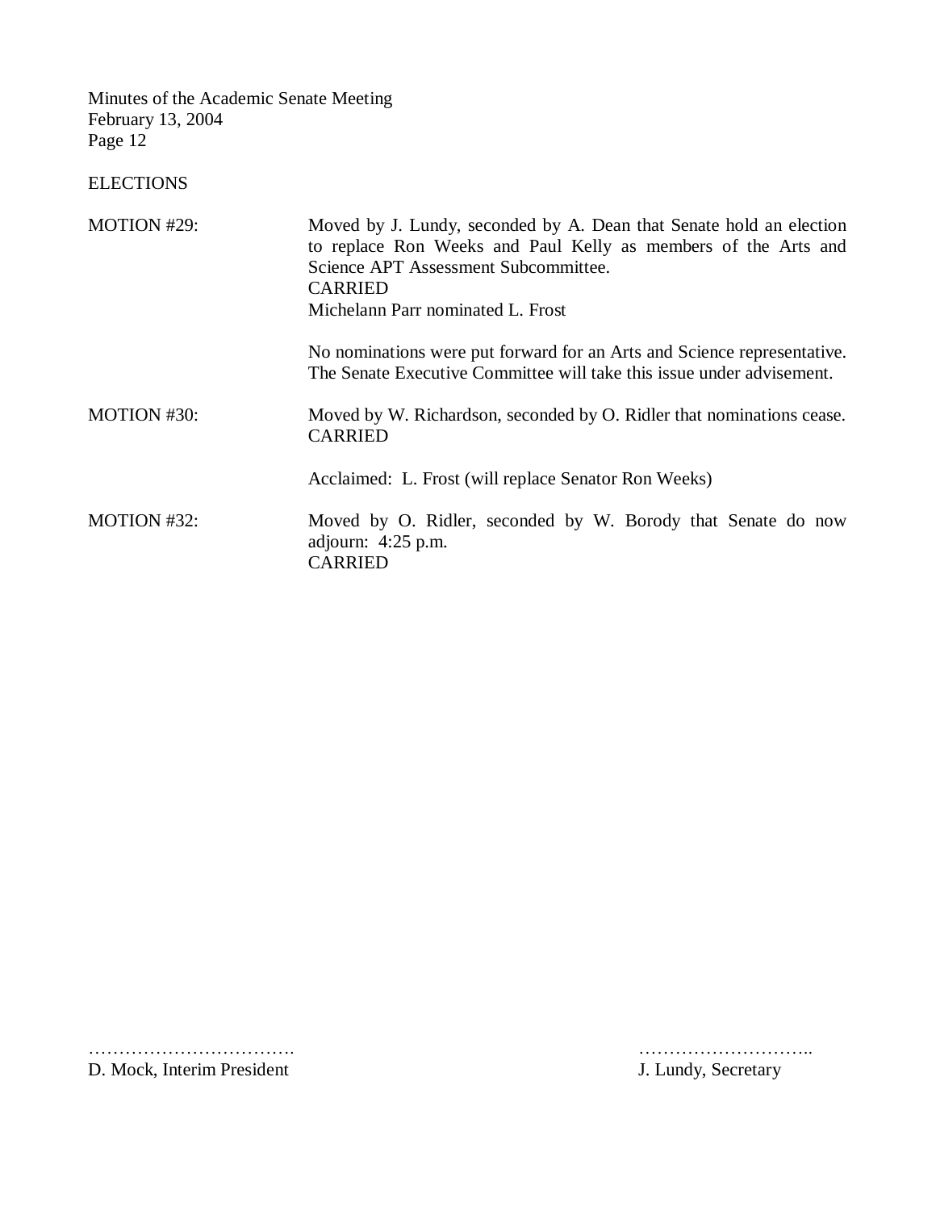ELECTIONS

MOTION #29: Moved by J. Lundy, seconded by A. Dean that Senate hold an election to replace Ron Weeks and Paul Kelly as members of the Arts and Science APT Assessment Subcommittee.
CARRIED
Michelann Parr nominated L. Frost

No nominations were put forward for an Arts and Science representative. The Senate Executive Committee will take this issue under advisement.

MOTION #30: Moved by W. Richardson, seconded by O. Ridler that nominations cease.
CARRIED

Acclaimed: L. Frost (will replace Senator Ron Weeks)

MOTION #32: Moved by O. Ridler, seconded by W. Borody that Senate do now adjourn: 4:25 p.m.
CARRIED

…………………………….
D. Mock, Interim President

………………………..
J. Lundy, Secretary